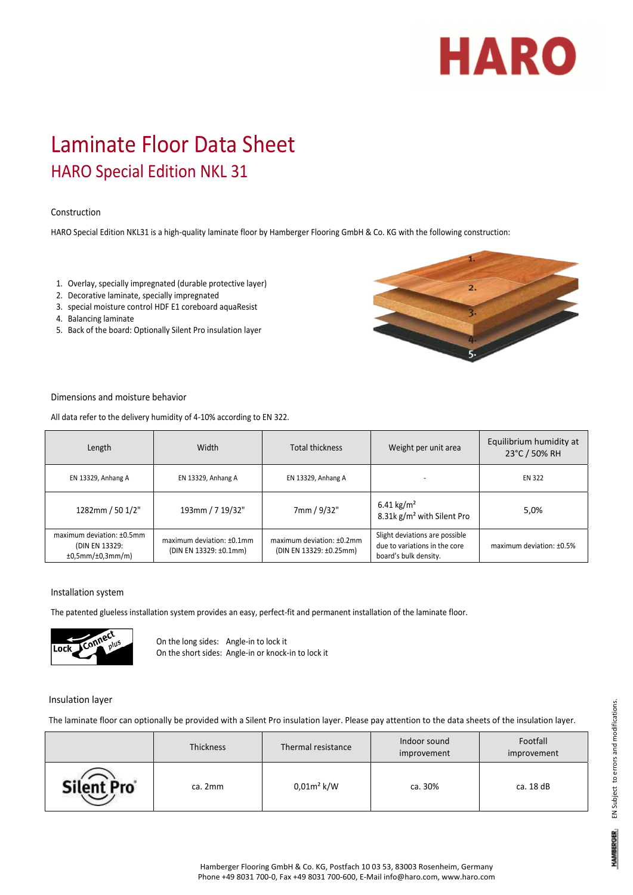# Laminate Floor Data Sheet

## HARO Special Edition NKL 31

### Construction

HARO Special Edition NKL31 is a high-quality laminate floor by Hamberger Flooring GmbH & Co. KG with the following construction:

1. Overlay, specially impregnated (durable protective layer)
2. Decorative laminate, specially impregnated
3. special moisture control HDF E1 coreboard aquaResist
4. Balancing laminate
5. Back of the board: Optionally Silent Pro insulation layer

### Dimensions and moisture behavior

All data refer to the delivery humidity of 4-10% according to EN 322.

| Length | Width | Total thickness | Weight per unit area | Equilibrium humidity at 23°C / 50% RH |
|---|---|---|---|---|
| EN 13329, Anhang A | EN 13329, Anhang A | EN 13329, Anhang A | - | EN 322 |
| 1282mm / 50 1/2" | 193mm / 7 19/32" | 7mm / 9/32" | 6.41 kg/m² <br> 8.31k g/m² with Silent Pro | 5,0% |
| maximum deviation: ±0.5mm (DIN EN 13329: ±0,5mm/±0,3mm/m) | maximum deviation: ±0.1mm (DIN EN 13329: ±0.1mm) | maximum deviation: ±0.2mm (DIN EN 13329: ±0.25mm) | Slight deviations are possible due to variations in the core board's bulk density. | maximum deviation: ±0.5% |

### Installation system

The patented glueless installation system provides an easy, perfect-fit and permanent installation of the laminate floor.

Lock Connect plus

On the long sides: Angle-in to lock it
On the short sides: Angle-in or knock-in to lock it

### Insulation layer

The laminate floor can optionally be provided with a Silent Pro insulation layer. Please pay attention to the data sheets of the insulation layer.

| | Thickness | Thermal resistance | Indoor sound improvement | Footfall improvement |
|---|---|---|---|---|
| Silent Pro | ca. 2mm | 0,01m² k/W | ca. 30% | ca. 18 dB |

Hamberger Flooring GmbH & Co. KG, Postfach 10 03 53, 83003 Rosenheim, Germany
Phone +49 8031 700-0, Fax +49 8031 700-600, E-Mail info@haro.com, www.haro.com

EN Subject to errors and modifications.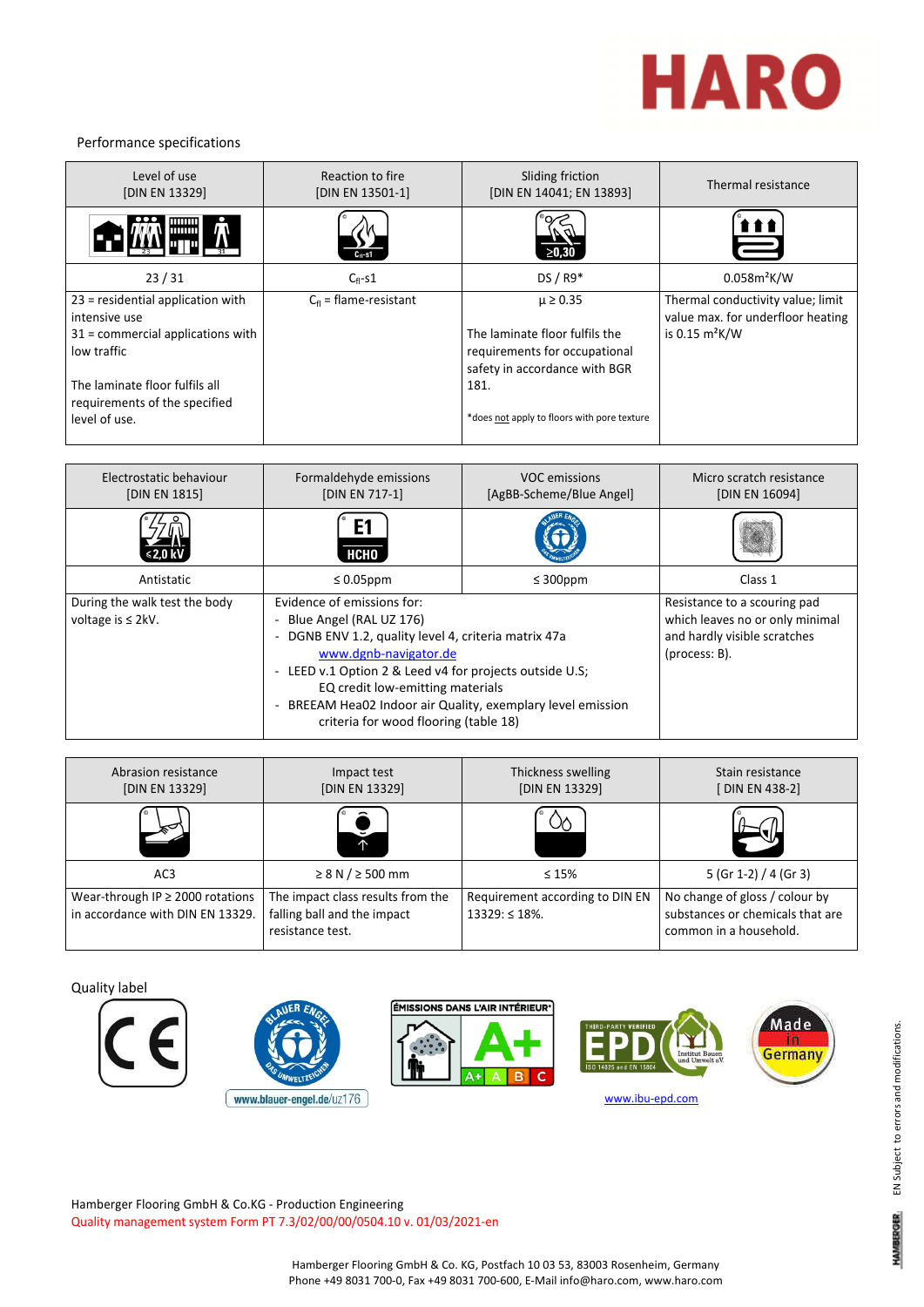Performance specifications

| Level of use [DIN EN 13329] | Reaction to fire [DIN EN 13501-1] | Sliding friction [DIN EN 14041; EN 13893] | Thermal resistance |
|---|---|---|---|
| 23 / 31 | $C_{fl}$-s1 | DS / R9* | 0.058m²K/W |
| 23 = residential application with intensive use<br>31 = commercial applications with low traffic<br><br>The laminate floor fulfils all requirements of the specified level of use. | $C_{fl}$ = flame-resistant | μ ≥ 0.35<br><br>The laminate floor fulfils the requirements for occupational safety in accordance with BGR 181.<br><br>*does not apply to floors with pore texture | Thermal conductivity value; limit value max. for underfloor heating is 0.15 m²K/W |

| Electrostatic behaviour [DIN EN 1815] | Formaldehyde emissions [DIN EN 717-1] | VOC emissions [AgBB-Scheme/Blue Angel] | Micro scratch resistance [DIN EN 16094] |
|---|---|---|---|
| Antistatic | ≤ 0.05ppm | ≤ 300ppm | Class 1 |
| During the walk test the body voltage is ≤ 2kV. | Evidence of emissions for:<br>- Blue Angel (RAL UZ 176)<br>- DGNB ENV 1.2, quality level 4, criteria matrix 47a www.dgnb-navigator.de<br>- LEED v.1 Option 2 & Leed v4 for projects outside U.S; EQ credit low-emitting materials<br>- BREEAM Hea02 Indoor air Quality, exemplary level emission criteria for wood flooring (table 18) | | Resistance to a scouring pad which leaves no or only minimal and hardly visible scratches (process: B). |

| Abrasion resistance [DIN EN 13329] | Impact test [DIN EN 13329] | Thickness swelling [DIN EN 13329] | Stain resistance [ DIN EN 438-2] |
|---|---|---|---|
| AC3 | ≥ 8 N / ≥ 500 mm | ≤ 15% | 5 (Gr 1-2) / 4 (Gr 3) |
| Wear-through IP ≥ 2000 rotations in accordance with DIN EN 13329. | The impact class results from the falling ball and the impact resistance test. | Requirement according to DIN EN 13329: ≤ 18%. | No change of gloss / colour by substances or chemicals that are common in a household. |

Quality label

www.blauer-engel.de/uz176

www.ibu-epd.com

Hamberger Flooring GmbH & Co.KG - Production Engineering
Quality management system Form PT 7.3/02/00/00/0504.10 v. 01/03/2021-en

Hamberger Flooring GmbH & Co. KG, Postfach 10 03 53, 83003 Rosenheim, Germany
Phone +49 8031 700-0, Fax +49 8031 700-600, E-Mail info@haro.com, www.haro.com

EN Subject to errors and modifications.